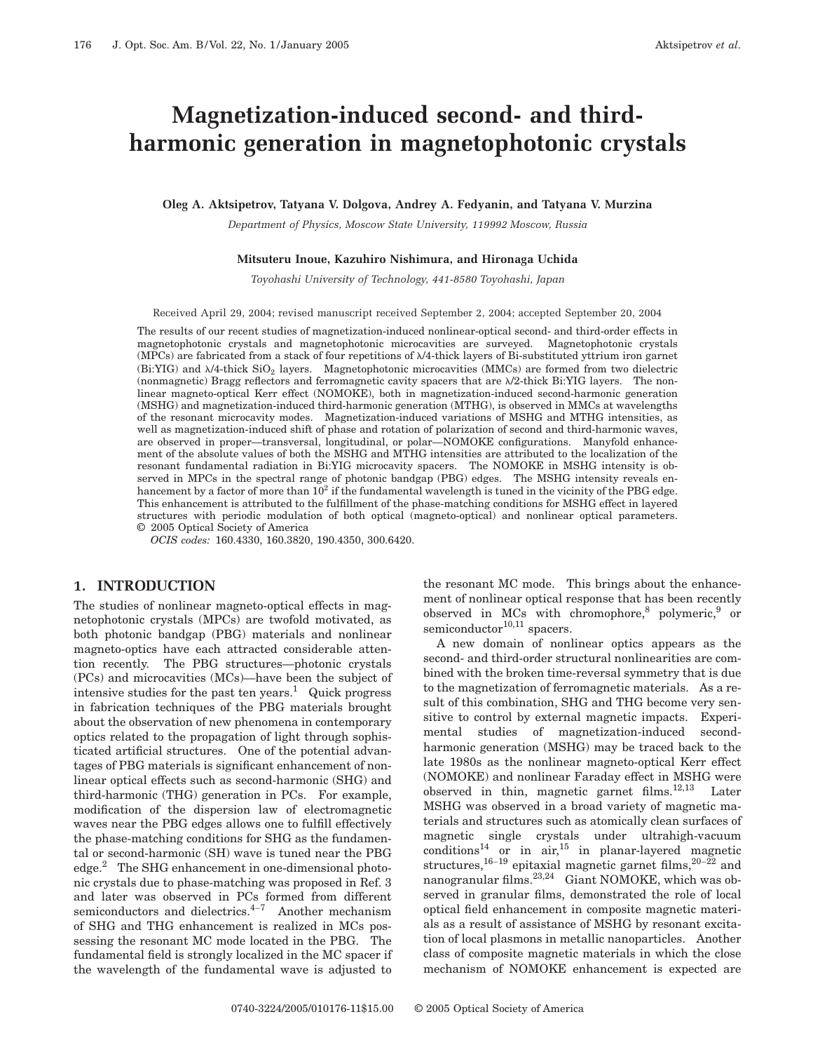# Magnetization-induced second- and third-harmonic generation in magnetophotonic crystals

**Oleg A. Aktsipetrov, Tatyana V. Dolgova, Andrey A. Fedyanin, and Tatyana V. Murzina**

*Department of Physics, Moscow State University, 119992 Moscow, Russia*

**Mitsuteru Inoue, Kazuhiro Nishimura, and Hironaga Uchida**

*Toyohashi University of Technology, 441-8580 Toyohashi, Japan*

Received April 29, 2004; revised manuscript received September 2, 2004; accepted September 20, 2004

The results of our recent studies of magnetization-induced nonlinear-optical second- and third-order effects in magnetophotonic crystals and magnetophotonic microcavities are surveyed. Magnetophotonic crystals (MPCs) are fabricated from a stack of four repetitions of $\lambda/4$-thick layers of Bi-substituted yttrium iron garnet (Bi:YIG) and $\lambda/4$-thick $SiO_2$ layers. Magnetophotonic microcavities (MMCs) are formed from two dielectric (nonmagnetic) Bragg reflectors and ferromagnetic cavity spacers that are $\lambda/2$-thick Bi:YIG layers. The nonlinear magneto-optical Kerr effect (NOMOKE), both in magnetization-induced second-harmonic generation (MSHG) and magnetization-induced third-harmonic generation (MTHG), is observed in MMCs at wavelengths of the resonant microcavity modes. Magnetization-induced variations of MSHG and MTHG intensities, as well as magnetization-induced shift of phase and rotation of polarization of second and third-harmonic waves, are observed in proper—transversal, longitudinal, or polar—NOMOKE configurations. Manyfold enhancement of the absolute values of both the MSHG and MTHG intensities are attributed to the localization of the resonant fundamental radiation in Bi:YIG microcavity spacers. The NOMOKE in MSHG intensity is observed in MPCs in the spectral range of photonic bandgap (PBG) edges. The MSHG intensity reveals enhancement by a factor of more than $10^2$ if the fundamental wavelength is tuned in the vicinity of the PBG edge. This enhancement is attributed to the fulfillment of the phase-matching conditions for MSHG effect in layered structures with periodic modulation of both optical (magneto-optical) and nonlinear optical parameters. © 2005 Optical Society of America

*OCIS codes:* 160.4330, 160.3820, 190.4350, 300.6420.

## 1. INTRODUCTION

The studies of nonlinear magneto-optical effects in magnetophotonic crystals (MPCs) are twofold motivated, as both photonic bandgap (PBG) materials and nonlinear magneto-optics have each attracted considerable attention recently. The PBG structures—photonic crystals (PCs) and microcavities (MCs)—have been the subject of intensive studies for the past ten years.[1] Quick progress in fabrication techniques of the PBG materials brought about the observation of new phenomena in contemporary optics related to the propagation of light through sophisticated artificial structures. One of the potential advantages of PBG materials is significant enhancement of nonlinear optical effects such as second-harmonic (SHG) and third-harmonic (THG) generation in PCs. For example, modification of the dispersion law of electromagnetic waves near the PBG edges allows one to fulfill effectively the phase-matching conditions for SHG as the fundamental or second-harmonic (SH) wave is tuned near the PBG edge.[2] The SHG enhancement in one-dimensional photonic crystals due to phase-matching was proposed in Ref. 3 and later was observed in PCs formed from different semiconductors and dielectrics.[4–7] Another mechanism of SHG and THG enhancement is realized in MCs possessing the resonant MC mode located in the PBG. The fundamental field is strongly localized in the MC spacer if the wavelength of the fundamental wave is adjusted to the resonant MC mode. This brings about the enhancement of nonlinear optical response that has been recently observed in MCs with chromophore,[8] polymeric,[9] or semiconductor[10,11] spacers.

A new domain of nonlinear optics appears as the second- and third-order structural nonlinearities are combined with the broken time-reversal symmetry that is due to the magnetization of ferromagnetic materials. As a result of this combination, SHG and THG become very sensitive to control by external magnetic impacts. Experimental studies of magnetization-induced second-harmonic generation (MSHG) may be traced back to the late 1980s as the nonlinear magneto-optical Kerr effect (NOMOKE) and nonlinear Faraday effect in MSHG were observed in thin, magnetic garnet films.[12,13] Later MSHG was observed in a broad variety of magnetic materials and structures such as atomically clean surfaces of magnetic single crystals under ultrahigh-vacuum conditions[14] or in air,[15] in planar-layered magnetic structures,[16–19] epitaxial magnetic garnet films,[20–22] and nanogranular films.[23,24] Giant NOMOKE, which was observed in granular films, demonstrated the role of local optical field enhancement in composite magnetic materials as a result of assistance of MSHG by resonant excitation of local plasmons in metallic nanoparticles. Another class of composite magnetic materials in which the close mechanism of NOMOKE enhancement is expected are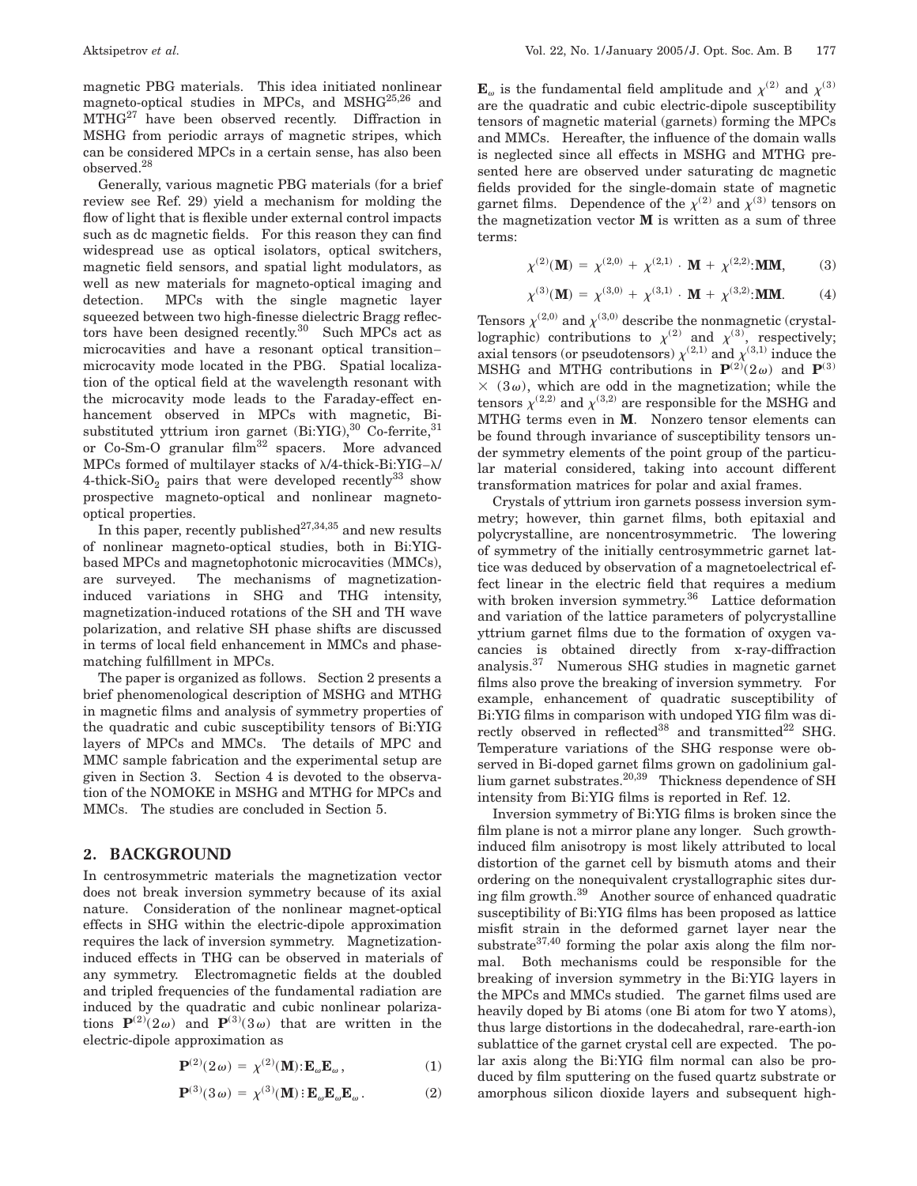magnetic PBG materials. This idea initiated nonlinear magneto-optical studies in MPCs, and MSHG[25,26] and MTHG[27] have been observed recently. Diffraction in MSHG from periodic arrays of magnetic stripes, which can be considered MPCs in a certain sense, has also been observed.[28]

Generally, various magnetic PBG materials (for a brief review see Ref. 29) yield a mechanism for molding the flow of light that is flexible under external control impacts such as dc magnetic fields. For this reason they can find widespread use as optical isolators, optical switchers, magnetic field sensors, and spatial light modulators, as well as new materials for magneto-optical imaging and detection. MPCs with the single magnetic layer squeezed between two high-finesse dielectric Bragg reflectors have been designed recently.[30] Such MPCs act as microcavities and have a resonant optical transition–microcavity mode located in the PBG. Spatial localization of the optical field at the wavelength resonant with the microcavity mode leads to the Faraday-effect enhancement observed in MPCs with magnetic, Bi-substituted yttrium iron garnet (Bi:YIG),[30] Co-ferrite,[31] or Co-Sm-O granular film[32] spacers. More advanced MPCs formed of multilayer stacks of $\lambda/4$-thick-Bi:YIG–$\lambda/4$-thick-$SiO_2$ pairs that were developed recently[33] show prospective magneto-optical and nonlinear magneto-optical properties.

In this paper, recently published[27,34,35] and new results of nonlinear magneto-optical studies, both in Bi:YIG-based MPCs and magnetophotonic microcavities (MMCs), are surveyed. The mechanisms of magnetization-induced variations in SHG and THG intensity, magnetization-induced rotations of the SH and TH wave polarization, and relative SH phase shifts are discussed in terms of local field enhancement in MMCs and phase-matching fulfillment in MPCs.

The paper is organized as follows. Section 2 presents a brief phenomenological description of MSHG and MTHG in magnetic films and analysis of symmetry properties of the quadratic and cubic susceptibility tensors of Bi:YIG layers of MPCs and MMCs. The details of MPC and MMC sample fabrication and the experimental setup are given in Section 3. Section 4 is devoted to the observation of the NOMOKE in MSHG and MTHG for MPCs and MMCs. The studies are concluded in Section 5.

## 2. BACKGROUND

In centrosymmetric materials the magnetization vector does not break inversion symmetry because of its axial nature. Consideration of the nonlinear magnet-optical effects in SHG within the electric-dipole approximation requires the lack of inversion symmetry. Magnetization-induced effects in THG can be observed in materials of any symmetry. Electromagnetic fields at the doubled and tripled frequencies of the fundamental radiation are induced by the quadratic and cubic nonlinear polarizations $\mathbf{P}^{(2)}(2\omega)$ and $\mathbf{P}^{(3)}(3\omega)$ that are written in the electric-dipole approximation as

$$\mathbf{P}^{(2)}(2\omega) = \chi^{(2)}(\mathbf{M}):\mathbf{E}_{\omega}\mathbf{E}_{\omega}, \tag{1}$$

$$\mathbf{P}^{(3)}(3\omega) = \chi^{(3)}(\mathbf{M})\vdots\mathbf{E}_{\omega}\mathbf{E}_{\omega}\mathbf{E}_{\omega}. \tag{2}$$

$\mathbf{E}_{\omega}$ is the fundamental field amplitude and $\chi^{(2)}$ and $\chi^{(3)}$ are the quadratic and cubic electric-dipole susceptibility tensors of magnetic material (garnets) forming the MPCs and MMCs. Hereafter, the influence of the domain walls is neglected since all effects in MSHG and MTHG presented here are observed under saturating dc magnetic fields provided for the single-domain state of magnetic garnet films. Dependence of the $\chi^{(2)}$ and $\chi^{(3)}$ tensors on the magnetization vector $\mathbf{M}$ is written as a sum of three terms:

$$\chi^{(2)}(\mathbf{M}) = \chi^{(2,0)} + \chi^{(2,1)}\cdot\mathbf{M} + \chi^{(2,2)}:\mathbf{MM}, \tag{3}$$

$$\chi^{(3)}(\mathbf{M}) = \chi^{(3,0)} + \chi^{(3,1)}\cdot\mathbf{M} + \chi^{(3,2)}:\mathbf{MM}. \tag{4}$$

Tensors $\chi^{(2,0)}$ and $\chi^{(3,0)}$ describe the nonmagnetic (crystallographic) contributions to $\chi^{(2)}$ and $\chi^{(3)}$, respectively; axial tensors (or pseudotensors) $\chi^{(2,1)}$ and $\chi^{(3,1)}$ induce the MSHG and MTHG contributions in $\mathbf{P}^{(2)}(2\omega)$ and $\mathbf{P}^{(3)}(3\omega)$, which are odd in the magnetization; while the tensors $\chi^{(2,2)}$ and $\chi^{(3,2)}$ are responsible for the MSHG and MTHG terms even in $\mathbf{M}$. Nonzero tensor elements can be found through invariance of susceptibility tensors under symmetry elements of the point group of the particular material considered, taking into account different transformation matrices for polar and axial frames.

Crystals of yttrium iron garnets possess inversion symmetry; however, thin garnet films, both epitaxial and polycrystalline, are noncentrosymmetric. The lowering of symmetry of the initially centrosymmetric garnet lattice was deduced by observation of a magnetoelectrical effect linear in the electric field that requires a medium with broken inversion symmetry.[36] Lattice deformation and variation of the lattice parameters of polycrystalline yttrium garnet films due to the formation of oxygen vacancies is obtained directly from x-ray-diffraction analysis.[37] Numerous SHG studies in magnetic garnet films also prove the breaking of inversion symmetry. For example, enhancement of quadratic susceptibility of Bi:YIG films in comparison with undoped YIG film was directly observed in reflected[38] and transmitted[22] SHG. Temperature variations of the SHG response were observed in Bi-doped garnet films grown on gadolinium gallium garnet substrates.[20,39] Thickness dependence of SH intensity from Bi:YIG films is reported in Ref. 12.

Inversion symmetry of Bi:YIG films is broken since the film plane is not a mirror plane any longer. Such growth-induced film anisotropy is most likely attributed to local distortion of the garnet cell by bismuth atoms and their ordering on the nonequivalent crystallographic sites during film growth.[39] Another source of enhanced quadratic susceptibility of Bi:YIG films has been proposed as lattice misfit strain in the deformed garnet layer near the substrate[37,40] forming the polar axis along the film normal. Both mechanisms could be responsible for the breaking of inversion symmetry in the Bi:YIG layers in the MPCs and MMCs studied. The garnet films used are heavily doped by Bi atoms (one Bi atom for two Y atoms), thus large distortions in the dodecahedral, rare-earth-ion sublattice of the garnet crystal cell are expected. The polar axis along the Bi:YIG film normal can also be produced by film sputtering on the fused quartz substrate or amorphous silicon dioxide layers and subsequent high-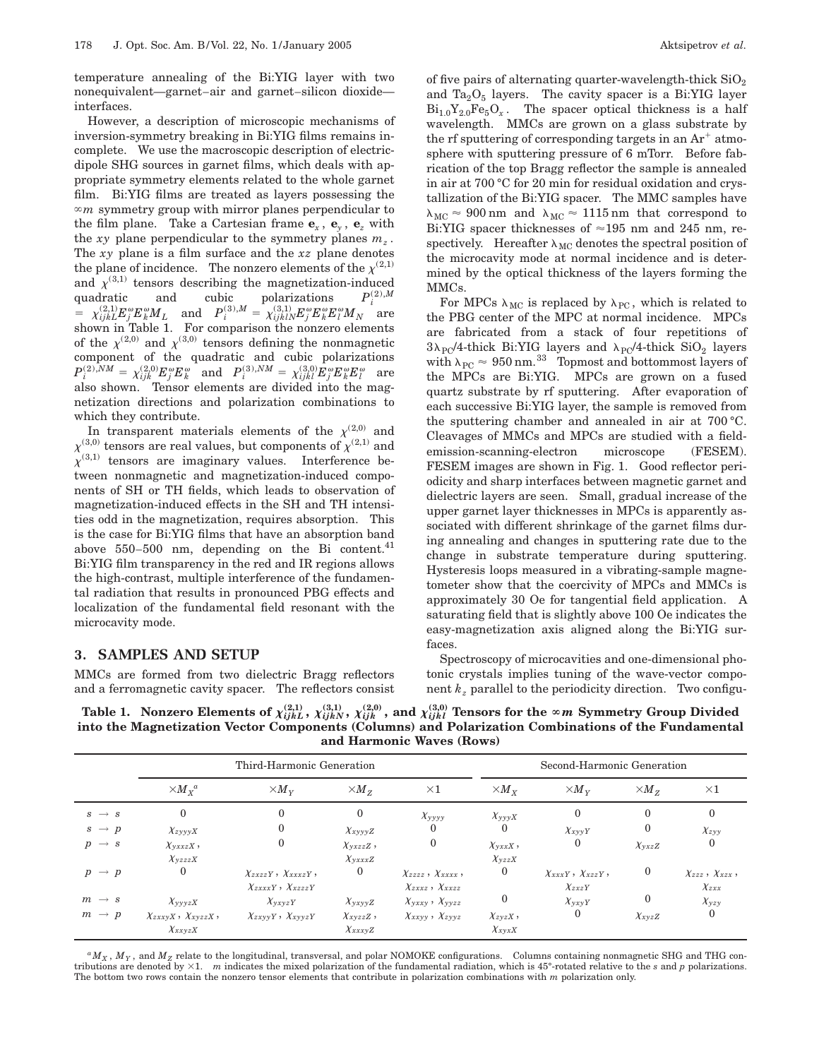temperature annealing of the Bi:YIG layer with two nonequivalent—garnet–air and garnet–silicon dioxide—interfaces.

However, a description of microscopic mechanisms of inversion-symmetry breaking in Bi:YIG films remains incomplete. We use the macroscopic description of electric-dipole SHG sources in garnet films, which deals with appropriate symmetry elements related to the whole garnet film. Bi:YIG films are treated as layers possessing the $\infty m$ symmetry group with mirror planes perpendicular to the film plane. Take a Cartesian frame $\mathbf{e}_x$, $\mathbf{e}_y$, $\mathbf{e}_z$ with the $xy$ plane perpendicular to the symmetry planes $m_z$. The $xy$ plane is a film surface and the $xz$ plane denotes the plane of incidence. The nonzero elements of the $\chi^{(2,1)}$ and $\chi^{(3,1)}$ tensors describing the magnetization-induced quadratic and cubic polarizations $P_i^{(2),M} = \chi_{ijkL}^{(2,1)} E_j^{\omega} E_k^{\omega} M_L$ and $P_i^{(3),M} = \chi_{ijklN}^{(3,1)} E_j^{\omega} E_k^{\omega} E_l^{\omega} M_N$ are shown in Table 1. For comparison the nonzero elements of the $\chi^{(2,0)}$ and $\chi^{(3,0)}$ tensors defining the nonmagnetic component of the quadratic and cubic polarizations $P_i^{(2),NM} = \chi_{ijk}^{(2,0)} E_j^{\omega} E_k^{\omega}$ and $P_i^{(3),NM} = \chi_{ijkl}^{(3,0)} E_j^{\omega} E_k^{\omega} E_l^{\omega}$ are also shown. Tensor elements are divided into the magnetization directions and polarization combinations to which they contribute.

In transparent materials elements of the $\chi^{(2,0)}$ and $\chi^{(3,0)}$ tensors are real values, but components of $\chi^{(2,1)}$ and $\chi^{(3,1)}$ tensors are imaginary values. Interference between nonmagnetic and magnetization-induced components of SH or TH fields, which leads to observation of magnetization-induced effects in the SH and TH intensities odd in the magnetization, requires absorption. This is the case for Bi:YIG films that have an absorption band above 550–500 nm, depending on the Bi content.[41] Bi:YIG film transparency in the red and IR regions allows the high-contrast, multiple interference of the fundamental radiation that results in pronounced PBG effects and localization of the fundamental field resonant with the microcavity mode.

## 3. SAMPLES AND SETUP

MMCs are formed from two dielectric Bragg reflectors and a ferromagnetic cavity spacer. The reflectors consist of five pairs of alternating quarter-wavelength-thick $SiO_2$ and $Ta_2O_5$ layers. The cavity spacer is a Bi:YIG layer $Bi_{1.0}Y_{2.0}Fe_5O_x$. The spacer optical thickness is a half wavelength. MMCs are grown on a glass substrate by the rf sputtering of corresponding targets in an $Ar^+$ atmosphere with sputtering pressure of 6 mTorr. Before fabrication of the top Bragg reflector the sample is annealed in air at 700 °C for 20 min for residual oxidation and crystallization of the Bi:YIG spacer. The MMC samples have $\lambda_{MC} \approx 900$ nm and $\lambda_{MC} \approx 1115$ nm that correspond to Bi:YIG spacer thicknesses of ≈195 nm and 245 nm, respectively. Hereafter $\lambda_{MC}$ denotes the spectral position of the microcavity mode at normal incidence and is determined by the optical thickness of the layers forming the MMCs.

For MPCs $\lambda_{MC}$ is replaced by $\lambda_{PC}$, which is related to the PBG center of the MPC at normal incidence. MPCs are fabricated from a stack of four repetitions of $3\lambda_{PC}/4$-thick Bi:YIG layers and $\lambda_{PC}/4$-thick $SiO_2$ layers with $\lambda_{PC} \approx 950$ nm.[33] Topmost and bottommost layers of the MPCs are Bi:YIG. MPCs are grown on a fused quartz substrate by rf sputtering. After evaporation of each successive Bi:YIG layer, the sample is removed from the sputtering chamber and annealed in air at 700 °C. Cleavages of MMCs and MPCs are studied with a field-emission-scanning-electron microscope (FESEM). FESEM images are shown in Fig. 1. Good reflector periodicity and sharp interfaces between magnetic garnet and dielectric layers are seen. Small, gradual increase of the upper garnet layer thicknesses in MPCs is apparently associated with different shrinkage of the garnet films during annealing and changes in sputtering rate due to the change in substrate temperature during sputtering. Hysteresis loops measured in a vibrating-sample magnetometer show that the coercivity of MPCs and MMCs is approximately 30 Oe for tangential field application. A saturating field that is slightly above 100 Oe indicates the easy-magnetization axis aligned along the Bi:YIG surfaces.

Spectroscopy of microcavities and one-dimensional photonic crystals implies tuning of the wave-vector component $k_z$ parallel to the periodicity direction. Two configu-

**Table 1. Nonzero Elements of $\chi_{ijkL}^{(2,1)}$, $\chi_{ijklN}^{(3,1)}$, $\chi_{ijk}^{(2,0)}$, and $\chi_{ijkl}^{(3,0)}$ Tensors for the $\infty m$ Symmetry Group Divided into the Magnetization Vector Components (Columns) and Polarization Combinations of the Fundamental and Harmonic Waves (Rows)**

| | Third-Harmonic Generation | | | | Second-Harmonic Generation | | | |
|---|---|---|---|---|---|---|---|---|
| | $\times M_X$[a] | $\times M_Y$ | $\times M_Z$ | $\times 1$ | $\times M_X$ | $\times M_Y$ | $\times M_Z$ | $\times 1$ |
| $s \to s$ | 0 | 0 | 0 | $\chi_{yyyy}$ | $\chi_{yyyX}$ | 0 | 0 | 0 |
| $s \to p$ | $\chi_{zyyyX}$ | 0 | $\chi_{xyyyZ}$ | 0 | 0 | $\chi_{xyyY}$ | 0 | $\chi_{zyy}$ |
| $p \to s$ | $\chi_{yxxzX}$, $\chi_{yzzzX}$ | 0 | $\chi_{yxzzZ}$, $\chi_{yxxxZ}$ | 0 | $\chi_{yxxX}$, $\chi_{yzzX}$ | 0 | $\chi_{yxzZ}$ | 0 |
| $p \to p$ | 0 | $\chi_{zxzzY}$, $\chi_{xxxzY}$, $\chi_{zxxxY}$, $\chi_{xzzzY}$ | 0 | $\chi_{zzzz}$, $\chi_{xxxx}$, $\chi_{zxxz}$, $\chi_{xxzz}$ | 0 | $\chi_{xxxY}$, $\chi_{xzzY}$, $\chi_{zxzY}$ | 0 | $\chi_{zzz}$, $\chi_{xzx}$, $\chi_{zxx}$ |
| $m \to s$ | $\chi_{yyyzX}$ | $\chi_{yxyzY}$ | $\chi_{yxyyZ}$ | $\chi_{yxxy}$, $\chi_{yyzz}$ | 0 | $\chi_{yxyY}$ | 0 | $\chi_{yzy}$ |
| $m \to p$ | $\chi_{zxxyX}$, $\chi_{xyzzX}$, $\chi_{xxyzX}$ | $\chi_{zxyyY}$, $\chi_{xyyzY}$ | $\chi_{xyzzZ}$, $\chi_{xxxyZ}$ | $\chi_{xxyy}$, $\chi_{zyyz}$ | $\chi_{zyzX}$, $\chi_{xyxX}$ | 0 | $\chi_{xyzZ}$ | 0 |

[a] $M_X$, $M_Y$, and $M_Z$ relate to the longitudinal, transversal, and polar NOMOKE configurations. Columns containing nonmagnetic SHG and THG contributions are denoted by $\times 1$. $m$ indicates the mixed polarization of the fundamental radiation, which is 45°-rotated relative to the $s$ and $p$ polarizations. The bottom two rows contain the nonzero tensor elements that contribute in polarization combinations with $m$ polarization only.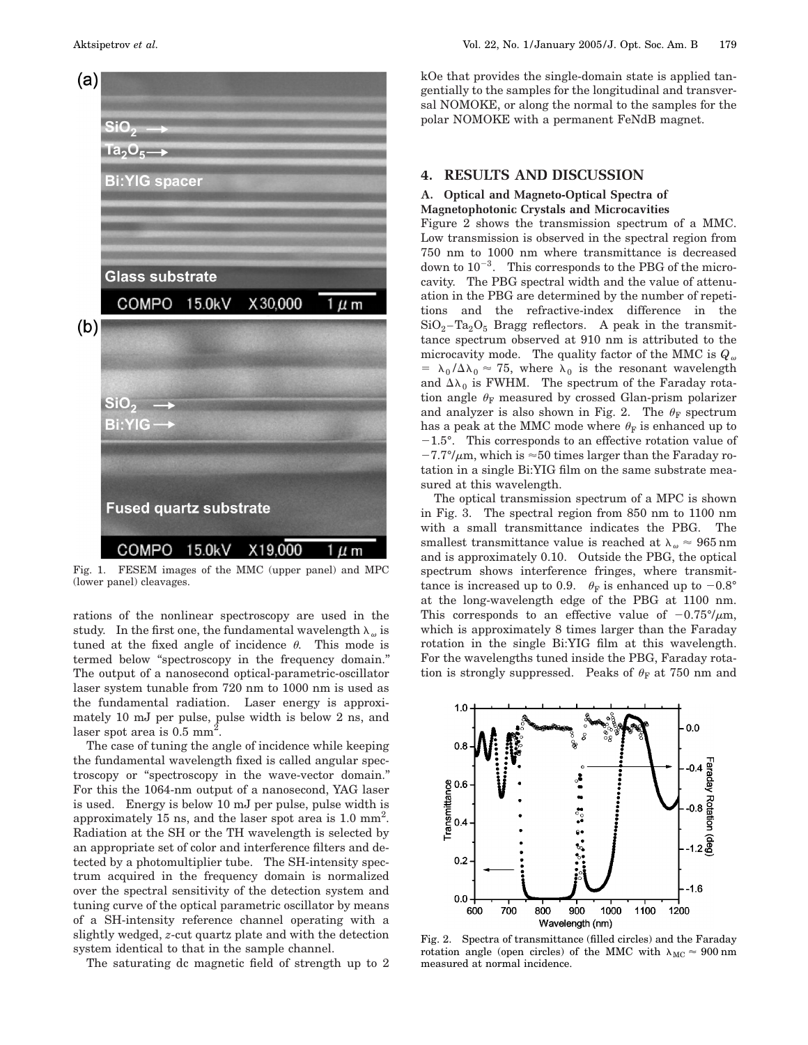Fig. 1. FESEM images of the MMC (upper panel) and MPC (lower panel) cleavages.

rations of the nonlinear spectroscopy are used in the study. In the first one, the fundamental wavelength $\lambda_\omega$ is tuned at the fixed angle of incidence $\theta$. This mode is termed below "spectroscopy in the frequency domain." The output of a nanosecond optical-parametric-oscillator laser system tunable from 720 nm to 1000 nm is used as the fundamental radiation. Laser energy is approximately 10 mJ per pulse, pulse width is below 2 ns, and laser spot area is 0.5 $mm^2$.

The case of tuning the angle of incidence while keeping the fundamental wavelength fixed is called angular spectroscopy or "spectroscopy in the wave-vector domain." For this the 1064-nm output of a nanosecond, YAG laser is used. Energy is below 10 mJ per pulse, pulse width is approximately 15 ns, and the laser spot area is 1.0 $mm^2$. Radiation at the SH or the TH wavelength is selected by an appropriate set of color and interference filters and detected by a photomultiplier tube. The SH-intensity spectrum acquired in the frequency domain is normalized over the spectral sensitivity of the detection system and tuning curve of the optical parametric oscillator by means of a SH-intensity reference channel operating with a slightly wedged, z-cut quartz plate and with the detection system identical to that in the sample channel.

The saturating dc magnetic field of strength up to 2 kOe that provides the single-domain state is applied tangentially to the samples for the longitudinal and transversal NOMOKE, or along the normal to the samples for the polar NOMOKE with a permanent FeNdB magnet.

## 4. RESULTS AND DISCUSSION

### A. Optical and Magneto-Optical Spectra of Magnetophotonic Crystals and Microcavities

Figure 2 shows the transmission spectrum of a MMC. Low transmission is observed in the spectral region from 750 nm to 1000 nm where transmittance is decreased down to $10^{-3}$. This corresponds to the PBG of the microcavity. The PBG spectral width and the value of attenuation in the PBG are determined by the number of repetitions and the refractive-index difference in the $SiO_2$–$Ta_2O_5$ Bragg reflectors. A peak in the transmittance spectrum observed at 910 nm is attributed to the microcavity mode. The quality factor of the MMC is $Q_\omega = \lambda_0/\Delta\lambda_0 \approx 75$, where $\lambda_0$ is the resonant wavelength and $\Delta\lambda_0$ is FWHM. The spectrum of the Faraday rotation angle $\theta_F$ measured by crossed Glan-prism polarizer and analyzer is also shown in Fig. 2. The $\theta_F$ spectrum has a peak at the MMC mode where $\theta_F$ is enhanced up to $-1.5°$. This corresponds to an effective rotation value of $-7.7°/\mu m$, which is $\approx$50 times larger than the Faraday rotation in a single Bi:YIG film on the same substrate measured at this wavelength.

The optical transmission spectrum of a MPC is shown in Fig. 3. The spectral region from 850 nm to 1100 nm with a small transmittance indicates the PBG. The smallest transmittance value is reached at $\lambda_\omega \approx 965$ nm and is approximately 0.10. Outside the PBG, the optical spectrum shows interference fringes, where transmittance is increased up to 0.9. $\theta_F$ is enhanced up to $-0.8°$ at the long-wavelength edge of the PBG at 1100 nm. This corresponds to an effective value of $-0.75°/\mu m$, which is approximately 8 times larger than the Faraday rotation in the single Bi:YIG film at this wavelength. For the wavelengths tuned inside the PBG, Faraday rotation is strongly suppressed. Peaks of $\theta_F$ at 750 nm and

Fig. 2. Spectra of transmittance (filled circles) and the Faraday rotation angle (open circles) of the MMC with $\lambda_{MC} \approx 900$ nm measured at normal incidence.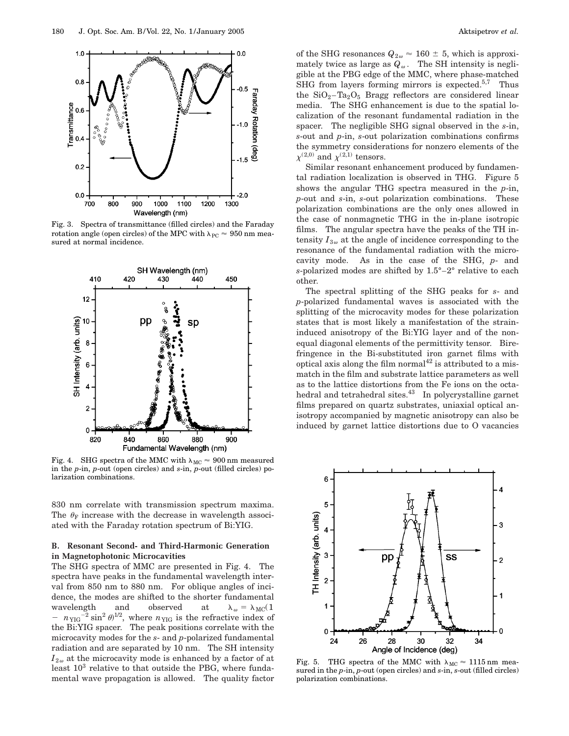Fig. 3. Spectra of transmittance (filled circles) and the Faraday rotation angle (open circles) of the MPC with $\lambda_{PC} \approx 950$ nm measured at normal incidence.

Fig. 4. SHG spectra of the MMC with $\lambda_{MC} \approx 900$ nm measured in the *p*-in, *p*-out (open circles) and *s*-in, *p*-out (filled circles) polarization combinations.

830 nm correlate with transmission spectrum maxima. The $\theta_F$ increase with the decrease in wavelength associated with the Faraday rotation spectrum of Bi:YIG.

### B. Resonant Second- and Third-Harmonic Generation in Magnetophotonic Microcavities

The SHG spectra of MMC are presented in Fig. 4. The spectra have peaks in the fundamental wavelength interval from 850 nm to 880 nm. For oblique angles of incidence, the modes are shifted to the shorter fundamental wavelength and observed at $\lambda_\omega = \lambda_{MC}(1 - n_{YIG}^{-2} \sin^2 \theta)^{1/2}$, where $n_{YIG}$ is the refractive index of the Bi:YIG spacer. The peak positions correlate with the microcavity modes for the *s*- and *p*-polarized fundamental radiation and are separated by 10 nm. The SH intensity $I_{2\omega}$ at the microcavity mode is enhanced by a factor of at least $10^3$ relative to that outside the PBG, where fundamental wave propagation is allowed. The quality factor of the SHG resonances $Q_{2\omega} \approx 160 \pm 5$, which is approximately twice as large as $Q_\omega$. The SH intensity is negligible at the PBG edge of the MMC, where phase-matched SHG from layers forming mirrors is expected.[5,7] Thus the $SiO_2$–$Ta_2O_5$ Bragg reflectors are considered linear media. The SHG enhancement is due to the spatial localization of the resonant fundamental radiation in the spacer. The negligible SHG signal observed in the *s*-in, *s*-out and *p*-in, *s*-out polarization combinations confirms the symmetry considerations for nonzero elements of the $\chi^{(2,0)}$ and $\chi^{(2,1)}$ tensors.

Similar resonant enhancement produced by fundamental radiation localization is observed in THG. Figure 5 shows the angular THG spectra measured in the *p*-in, *p*-out and *s*-in, *s*-out polarization combinations. These polarization combinations are the only ones allowed in the case of nonmagnetic THG in the in-plane isotropic films. The angular spectra have the peaks of the TH intensity $I_{3\omega}$ at the angle of incidence corresponding to the resonance of the fundamental radiation with the microcavity mode. As in the case of the SHG, *p*- and *s*-polarized modes are shifted by 1.5°–2° relative to each other.

The spectral splitting of the SHG peaks for *s*- and *p*-polarized fundamental waves is associated with the splitting of the microcavity modes for these polarization states that is most likely a manifestation of the strain-induced anisotropy of the Bi:YIG layer and of the nonequal diagonal elements of the permittivity tensor. Birefringence in the Bi-substituted iron garnet films with optical axis along the film normal[42] is attributed to a mismatch in the film and substrate lattice parameters as well as to the lattice distortions from the Fe ions on the octahedral and tetrahedral sites.[43] In polycrystalline garnet films prepared on quartz substrates, uniaxial optical anisotropy accompanied by magnetic anisotropy can also be induced by garnet lattice distortions due to O vacancies

Fig. 5. THG spectra of the MMC with $\lambda_{MC} \approx 1115$ nm measured in the *p*-in, *p*-out (open circles) and *s*-in, *s*-out (filled circles) polarization combinations.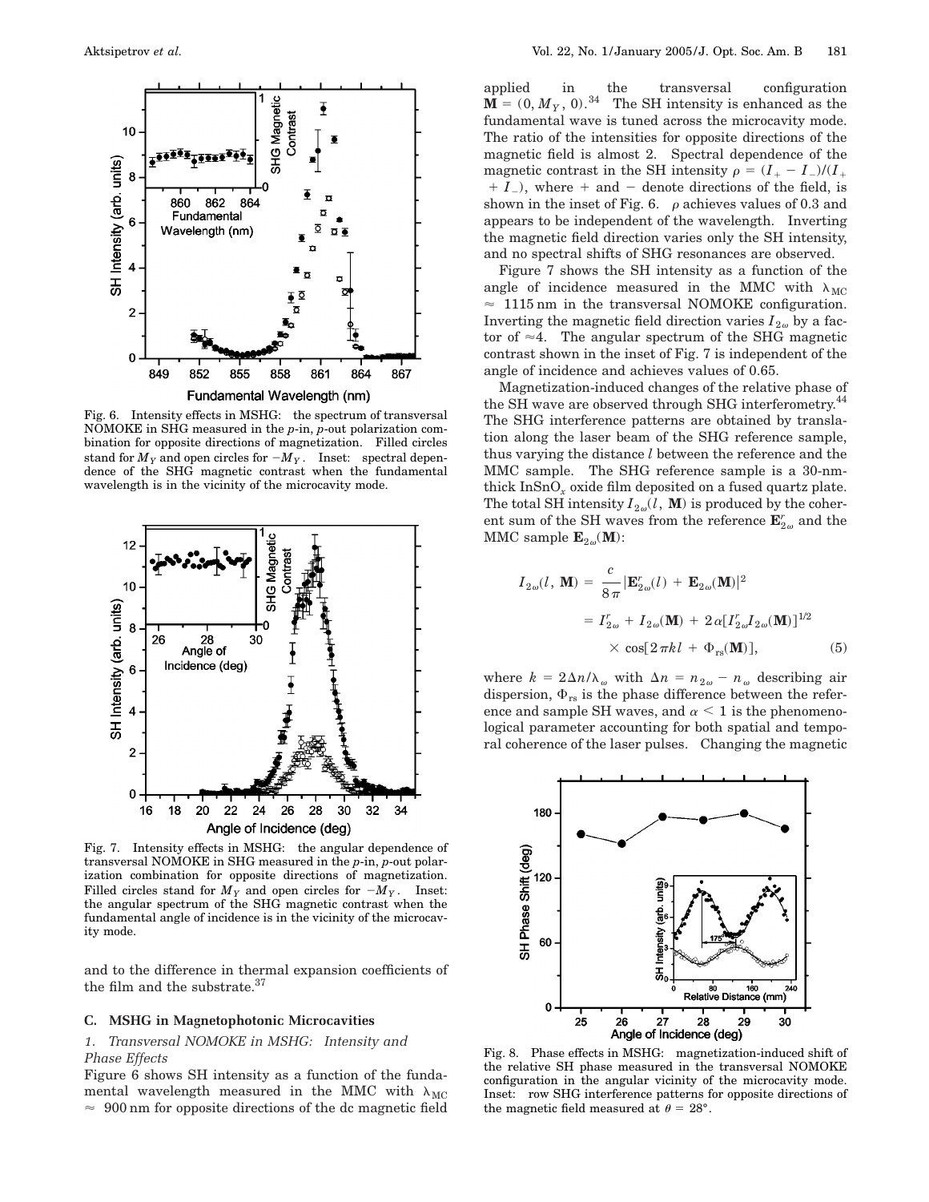Fig. 6. Intensity effects in MSHG: the spectrum of transversal NOMOKE in SHG measured in the $p$-in, $p$-out polarization combination for opposite directions of magnetization. Filled circles stand for $M_Y$ and open circles for $-M_Y$. Inset: spectral dependence of the SHG magnetic contrast when the fundamental wavelength is in the vicinity of the microcavity mode.

Fig. 7. Intensity effects in MSHG: the angular dependence of transversal NOMOKE in SHG measured in the $p$-in, $p$-out polarization combination for opposite directions of magnetization. Filled circles stand for $M_Y$ and open circles for $-M_Y$. Inset: the angular spectrum of the SHG magnetic contrast when the fundamental angle of incidence is in the vicinity of the microcavity mode.

and to the difference in thermal expansion coefficients of the film and the substrate.[37]

### C. MSHG in Magnetophotonic Microcavities

*1. Transversal NOMOKE in MSHG: Intensity and Phase Effects*

Figure 6 shows SH intensity as a function of the fundamental wavelength measured in the MMC with $\lambda_{\mathrm{MC}} \approx 900$ nm for opposite directions of the dc magnetic field applied in the transversal configuration $\mathbf{M} = (0, M_Y, 0)$.[34] The SH intensity is enhanced as the fundamental wave is tuned across the microcavity mode. The ratio of the intensities for opposite directions of the magnetic field is almost 2. Spectral dependence of the magnetic contrast in the SH intensity $\rho = (I_+ - I_-)/(I_+ + I_-)$, where + and − denote directions of the field, is shown in the inset of Fig. 6. $\rho$ achieves values of 0.3 and appears to be independent of the wavelength. Inverting the magnetic field direction varies only the SH intensity, and no spectral shifts of SHG resonances are observed.

Figure 7 shows the SH intensity as a function of the angle of incidence measured in the MMC with $\lambda_{\mathrm{MC}} \approx 1115$ nm in the transversal NOMOKE configuration. Inverting the magnetic field direction varies $I_{2\omega}$ by a factor of ≈4. The angular spectrum of the SHG magnetic contrast shown in the inset of Fig. 7 is independent of the angle of incidence and achieves values of 0.65.

Magnetization-induced changes of the relative phase of the SH wave are observed through SHG interferometry.[44] The SHG interference patterns are obtained by translation along the laser beam of the SHG reference sample, thus varying the distance $l$ between the reference and the MMC sample. The SHG reference sample is a 30-nm-thick $\mathrm{InSnO}_x$ oxide film deposited on a fused quartz plate. The total SH intensity $I_{2\omega}(l, \mathbf{M})$ is produced by the coherent sum of the SH waves from the reference $\mathbf{E}_{2\omega}^r$ and the MMC sample $\mathbf{E}_{2\omega}(\mathbf{M})$:

$$
\begin{aligned}
I_{2\omega}(l, \mathbf{M}) &= \frac{c}{8\pi} |\mathbf{E}_{2\omega}^r(l) + \mathbf{E}_{2\omega}(\mathbf{M})|^2 \\
&= I_{2\omega}^r + I_{2\omega}(\mathbf{M}) + 2\alpha[I_{2\omega}^r I_{2\omega}(\mathbf{M})]^{1/2} \\
&\quad \times \cos[2\pi k l + \Phi_{\mathrm{rs}}(\mathbf{M})], \qquad (5)
\end{aligned}
$$

where $k = 2\Delta n/\lambda_\omega$ with $\Delta n = n_{2\omega} - n_\omega$ describing air dispersion, $\Phi_{\mathrm{rs}}$ is the phase difference between the reference and sample SH waves, and $\alpha < 1$ is the phenomenological parameter accounting for both spatial and temporal coherence of the laser pulses. Changing the magnetic

Fig. 8. Phase effects in MSHG: magnetization-induced shift of the relative SH phase measured in the transversal NOMOKE configuration in the angular vicinity of the microcavity mode. Inset: row SHG interference patterns for opposite directions of the magnetic field measured at $\theta = 28°$.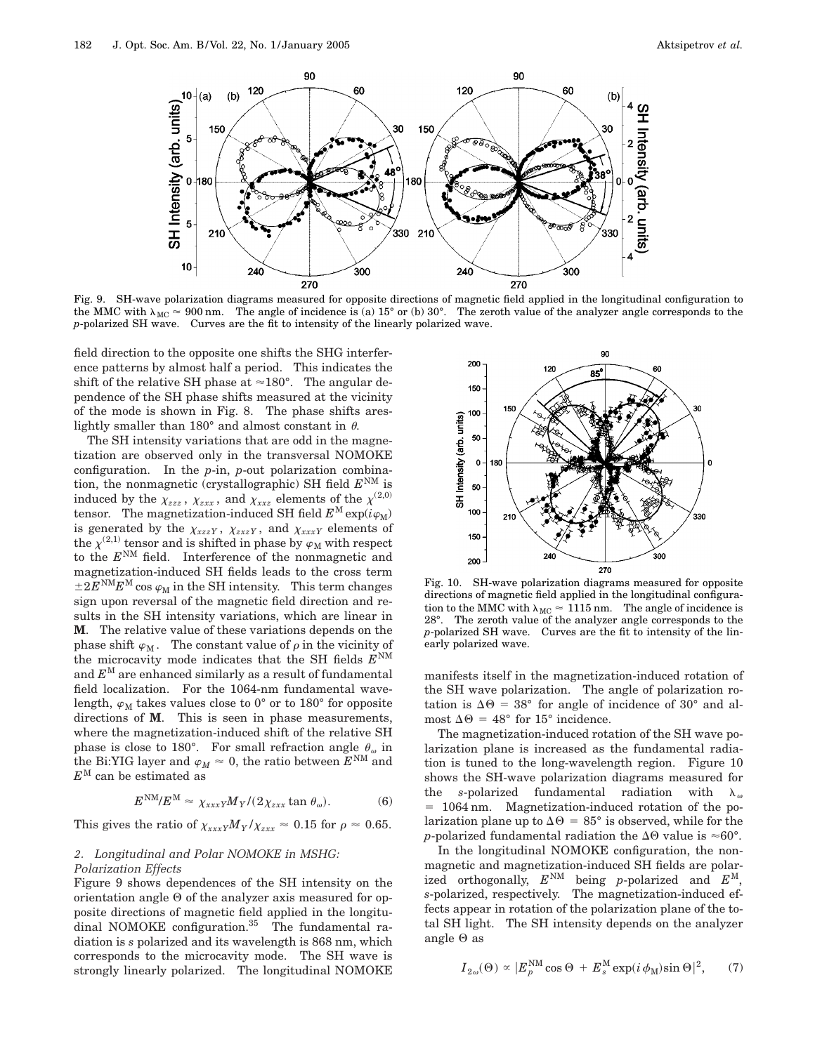Fig. 9. SH-wave polarization diagrams measured for opposite directions of magnetic field applied in the longitudinal configuration to the MMC with $\lambda_{\mathrm{MC}} \approx 900$ nm. The angle of incidence is (a) 15° or (b) 30°. The zeroth value of the analyzer angle corresponds to the $p$-polarized SH wave. Curves are the fit to intensity of the linearly polarized wave.

field direction to the opposite one shifts the SHG interference patterns by almost half a period. This indicates the shift of the relative SH phase at ≈180°. The angular dependence of the SH phase shifts measured at the vicinity of the mode is shown in Fig. 8. The phase shifts areslightly smaller than 180° and almost constant in $\theta$.

The SH intensity variations that are odd in the magnetization are observed only in the transversal NOMOKE configuration. In the $p$-in, $p$-out polarization combination, the nonmagnetic (crystallographic) SH field $E^{\mathrm{NM}}$ is induced by the $\chi_{zzz}$, $\chi_{zxx}$, and $\chi_{xxz}$ elements of the $\chi^{(2,0)}$ tensor. The magnetization-induced SH field $E^{\mathrm{M}} \exp(i\varphi_{\mathrm{M}})$ is generated by the $\chi_{xzzY}$, $\chi_{zxzY}$, and $\chi_{xxxY}$ elements of the $\chi^{(2,1)}$ tensor and is shifted in phase by $\varphi_{\mathrm{M}}$ with respect to the $E^{\mathrm{NM}}$ field. Interference of the nonmagnetic and magnetization-induced SH fields leads to the cross term $\pm 2E^{\mathrm{NM}}E^{\mathrm{M}} \cos \varphi_{\mathrm{M}}$ in the SH intensity. This term changes sign upon reversal of the magnetic field direction and results in the SH intensity variations, which are linear in **M**. The relative value of these variations depends on the phase shift $\varphi_{\mathrm{M}}$. The constant value of $\rho$ in the vicinity of the microcavity mode indicates that the SH fields $E^{\mathrm{NM}}$ and $E^{\mathrm{M}}$ are enhanced similarly as a result of fundamental field localization. For the 1064-nm fundamental wavelength, $\varphi_{\mathrm{M}}$ takes values close to 0° or to 180° for opposite directions of **M**. This is seen in phase measurements, where the magnetization-induced shift of the relative SH phase is close to 180°. For small refraction angle $\theta_{\omega}$ in the Bi:YIG layer and $\varphi_{M} \approx 0$, the ratio between $E^{\mathrm{NM}}$ and $E^{\mathrm{M}}$ can be estimated as

$$E^{\mathrm{NM}}/E^{\mathrm{M}} \approx \chi_{xxxY} M_{Y} / (2\chi_{zxx} \tan \theta_{\omega}). \tag{6}$$

This gives the ratio of $\chi_{xxxY} M_{Y} / \chi_{zxx} \approx 0.15$ for $\rho \approx 0.65$.

### 2. Longitudinal and Polar NOMOKE in MSHG: Polarization Effects

Figure 9 shows dependences of the SH intensity on the orientation angle $\Theta$ of the analyzer axis measured for opposite directions of magnetic field applied in the longitudinal NOMOKE configuration.[35] The fundamental radiation is $s$ polarized and its wavelength is 868 nm, which corresponds to the microcavity mode. The SH wave is strongly linearly polarized. The longitudinal NOMOKE manifests itself in the magnetization-induced rotation of the SH wave polarization. The angle of polarization rotation is $\Delta\Theta = 38°$ for angle of incidence of 30° and almost $\Delta\Theta = 48°$ for 15° incidence.

Fig. 10. SH-wave polarization diagrams measured for opposite directions of magnetic field applied in the longitudinal configuration to the MMC with $\lambda_{\mathrm{MC}} \approx 1115$ nm. The angle of incidence is 28°. The zeroth value of the analyzer angle corresponds to the $p$-polarized SH wave. Curves are the fit to intensity of the linearly polarized wave.

The magnetization-induced rotation of the SH wave polarization plane is increased as the fundamental radiation is tuned to the long-wavelength region. Figure 10 shows the SH-wave polarization diagrams measured for the $s$-polarized fundamental radiation with $\lambda_{\omega} = 1064$ nm. Magnetization-induced rotation of the polarization plane up to $\Delta\Theta = 85°$ is observed, while for the $p$-polarized fundamental radiation the $\Delta\Theta$ value is ≈60°.

In the longitudinal NOMOKE configuration, the nonmagnetic and magnetization-induced SH fields are polarized orthogonally, $E^{\mathrm{NM}}$ being $p$-polarized and $E^{\mathrm{M}}$, $s$-polarized, respectively. The magnetization-induced effects appear in rotation of the polarization plane of the total SH light. The SH intensity depends on the analyzer angle $\Theta$ as

$$I_{2\omega}(\Theta) \propto |E_{p}^{\mathrm{NM}} \cos \Theta + E_{s}^{\mathrm{M}} \exp(i\phi_{\mathrm{M}}) \sin \Theta|^{2}, \tag{7}$$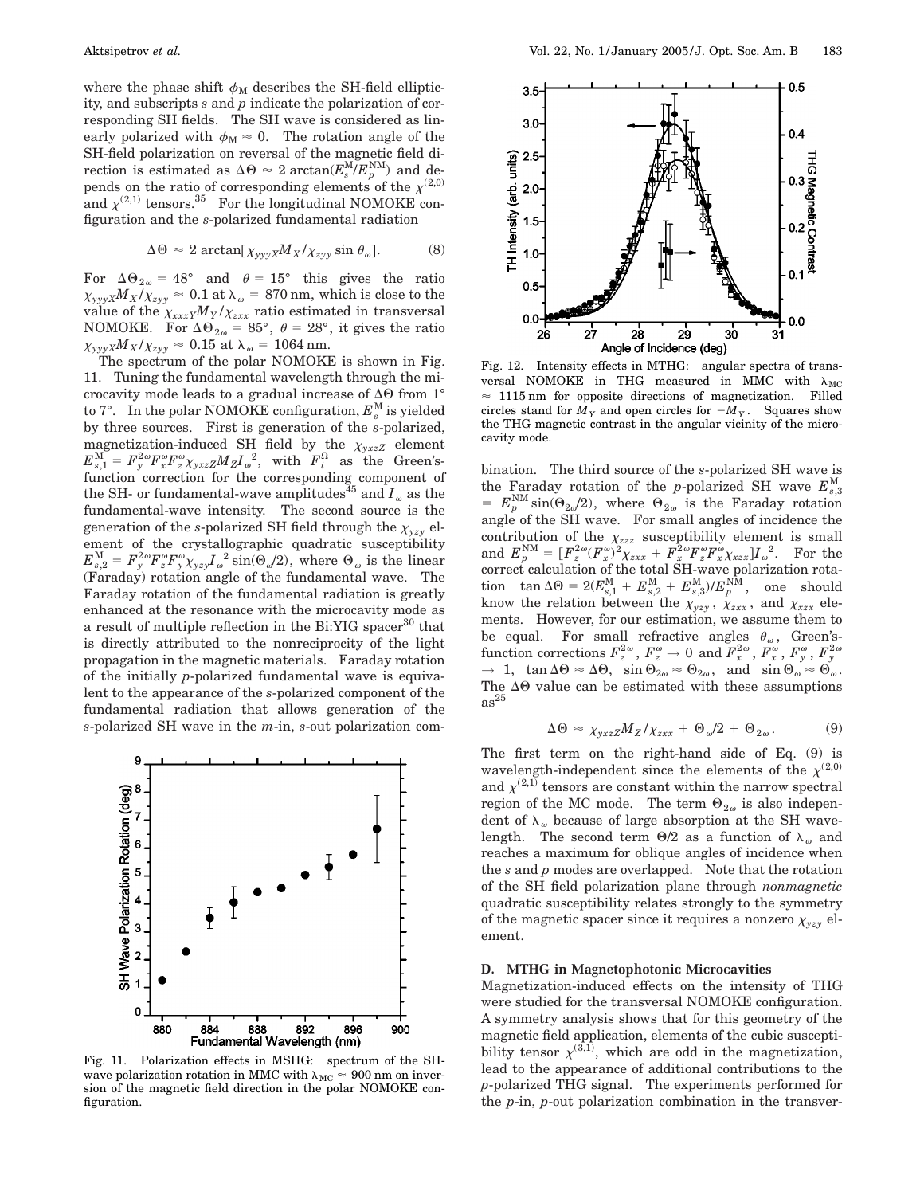where the phase shift $\phi_M$ describes the SH-field ellipticity, and subscripts $s$ and $p$ indicate the polarization of corresponding SH fields. The SH wave is considered as linearly polarized with $\phi_M \approx 0$. The rotation angle of the SH-field polarization on reversal of the magnetic field direction is estimated as $\Delta\Theta \approx 2\arctan(E_s^M/E_p^{NM})$ and depends on the ratio of corresponding elements of the $\chi^{(2,0)}$ and $\chi^{(2,1)}$ tensors.[35] For the longitudinal NOMOKE configuration and the $s$-polarized fundamental radiation

$$\Delta\Theta \approx 2\arctan[\chi_{yyyX}M_X/\chi_{zyy}\sin\theta_\omega]. \tag{8}$$

For $\Delta\Theta_{2\omega} = 48°$ and $\theta = 15°$ this gives the ratio $\chi_{yyyX}M_X/\chi_{zyy} \approx 0.1$ at $\lambda_\omega = 870\,\text{nm}$, which is close to the value of the $\chi_{xxxY}M_Y/\chi_{zxx}$ ratio estimated in transversal NOMOKE. For $\Delta\Theta_{2\omega} = 85°$, $\theta = 28°$, it gives the ratio $\chi_{yyyX}M_X/\chi_{zyy} \approx 0.15$ at $\lambda_\omega = 1064\,\text{nm}$.

The spectrum of the polar NOMOKE is shown in Fig. 11. Tuning the fundamental wavelength through the microcavity mode leads to a gradual increase of $\Delta\Theta$ from 1° to 7°. In the polar NOMOKE configuration, $E_s^M$ is yielded by three sources. First is generation of the $s$-polarized, magnetization-induced SH field by the $\chi_{yxzZ}$ element $E_{s,1}^M = F_y^{2\omega}F_x^\omega F_z^\omega \chi_{yxzZ}M_Z I_\omega^2$, with $F_i^\Omega$ as the Green's-function correction for the corresponding component of the SH- or fundamental-wave amplitudes[45] and $I_\omega$ as the fundamental-wave intensity. The second source is the generation of the $s$-polarized SH field through the $\chi_{yzy}$ element of the crystallographic quadratic susceptibility $E_{s,2}^M = F_y^{2\omega}F_z^\omega F_y^\omega \chi_{yzy} I_\omega^2 \sin(\Theta_\omega/2)$, where $\Theta_\omega$ is the linear (Faraday) rotation angle of the fundamental wave. The Faraday rotation of the fundamental radiation is greatly enhanced at the resonance with the microcavity mode as a result of multiple reflection in the Bi:YIG spacer[30] that is directly attributed to the nonreciprocity of the light propagation in the magnetic materials. Faraday rotation of the initially $p$-polarized fundamental wave is equivalent to the appearance of the $s$-polarized component of the fundamental radiation that allows generation of the $s$-polarized SH wave in the $m$-in, $s$-out polarization combination. The third source of the $s$-polarized SH wave is the Faraday rotation of the $p$-polarized SH wave $E_{s,3}^M = E_p^{NM}\sin(\Theta_{2\omega}/2)$, where $\Theta_{2\omega}$ is the Faraday rotation angle of the SH wave. For small angles of incidence the contribution of the $\chi_{zzz}$ susceptibility element is small and $E_p^{NM} = [F_z^{2\omega}(F_x^\omega)^2\chi_{zxx} + F_x^{2\omega}F_z^\omega F_x^\omega \chi_{xzx}]I_\omega^2$. For the correct calculation of the total SH-wave polarization rotation $\tan\Delta\Theta = 2(E_{s,1}^M + E_{s,2}^M + E_{s,3}^M)/E_p^{NM}$, one should know the relation between the $\chi_{yzy}$, $\chi_{zxx}$, and $\chi_{xzx}$ elements. However, for our estimation, we assume them to be equal. For small refractive angles $\theta_\omega$, Green's-function corrections $F_z^{2\omega}$, $F_z^\omega \to 0$ and $F_x^{2\omega}$, $F_x^\omega$, $F_y^\omega$, $F_y^{2\omega} \to 1$, $\tan\Delta\Theta \approx \Delta\Theta$, $\sin\Theta_{2\omega} \approx \Theta_{2\omega}$, and $\sin\Theta_\omega \approx \Theta_\omega$. The $\Delta\Theta$ value can be estimated with these assumptions as[25]

$$\Delta\Theta \approx \chi_{yxzZ}M_Z/\chi_{zxx} + \Theta_\omega/2 + \Theta_{2\omega}. \tag{9}$$

The first term on the right-hand side of Eq. (9) is wavelength-independent since the elements of the $\chi^{(2,0)}$ and $\chi^{(2,1)}$ tensors are constant within the narrow spectral region of the MC mode. The term $\Theta_{2\omega}$ is also independent of $\lambda_\omega$ because of large absorption at the SH wavelength. The second term $\Theta/2$ as a function of $\lambda_\omega$ and reaches a maximum for oblique angles of incidence when the $s$ and $p$ modes are overlapped. Note that the rotation of the SH field polarization plane through *nonmagnetic* quadratic susceptibility relates strongly to the symmetry of the magnetic spacer since it requires a nonzero $\chi_{yzy}$ element.

Fig. 11. Polarization effects in MSHG: spectrum of the SH-wave polarization rotation in MMC with $\lambda_{MC} \approx 900\,\text{nm}$ on inversion of the magnetic field direction in the polar NOMOKE configuration.

Fig. 12. Intensity effects in MTHG: angular spectra of transversal NOMOKE in THG measured in MMC with $\lambda_{MC} \approx 1115\,\text{nm}$ for opposite directions of magnetization. Filled circles stand for $M_Y$ and open circles for $-M_Y$. Squares show the THG magnetic contrast in the angular vicinity of the microcavity mode.

### D. MTHG in Magnetophotonic Microcavities

Magnetization-induced effects on the intensity of THG were studied for the transversal NOMOKE configuration. A symmetry analysis shows that for this geometry of the magnetic field application, elements of the cubic susceptibility tensor $\chi^{(3,1)}$, which are odd in the magnetization, lead to the appearance of additional contributions to the $p$-polarized THG signal. The experiments performed for the $p$-in, $p$-out polarization combination in the transver-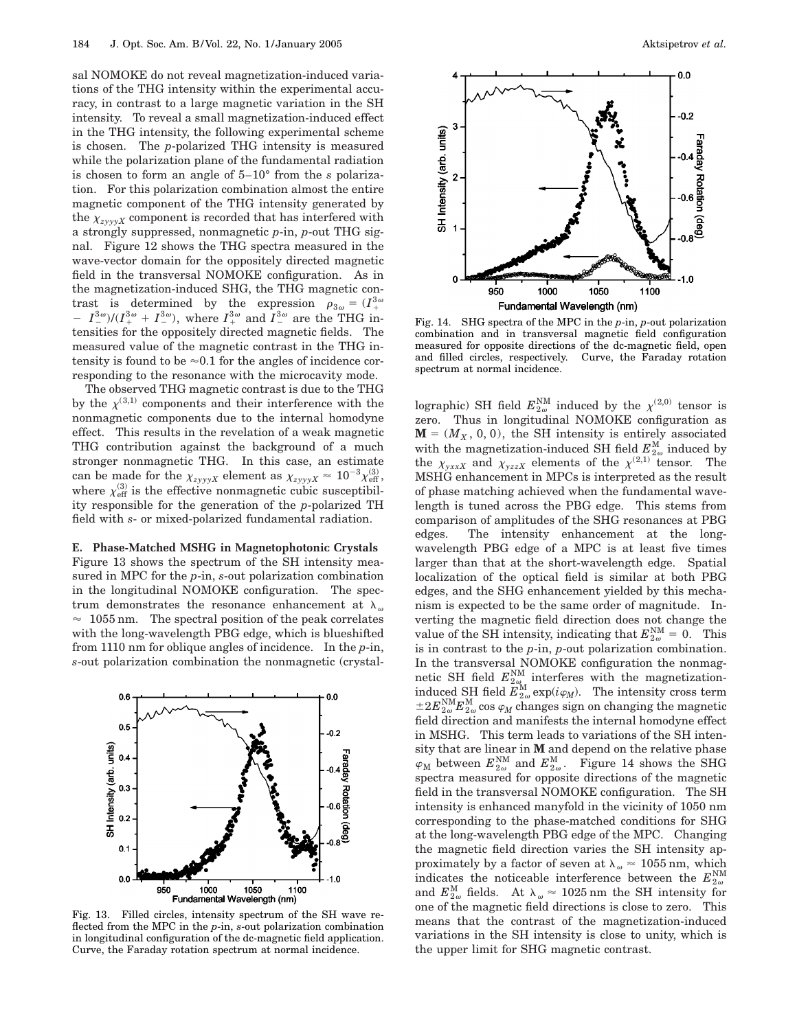sal NOMOKE do not reveal magnetization-induced variations of the THG intensity within the experimental accuracy, in contrast to a large magnetic variation in the SH intensity. To reveal a small magnetization-induced effect in the THG intensity, the following experimental scheme is chosen. The *p*-polarized THG intensity is measured while the polarization plane of the fundamental radiation is chosen to form an angle of 5–10° from the *s* polarization. For this polarization combination almost the entire magnetic component of the THG intensity generated by the $\chi_{zyyyX}$ component is recorded that has interfered with a strongly suppressed, nonmagnetic *p*-in, *p*-out THG signal. Figure 12 shows the THG spectra measured in the wave-vector domain for the oppositely directed magnetic field in the transversal NOMOKE configuration. As in the magnetization-induced SHG, the THG magnetic contrast is determined by the expression $\rho_{3\omega} = (I_{+}^{3\omega} - I_{-}^{3\omega})/(I_{+}^{3\omega} + I_{-}^{3\omega})$, where $I_{+}^{3\omega}$ and $I_{-}^{3\omega}$ are the THG intensities for the oppositely directed magnetic fields. The measured value of the magnetic contrast in the THG intensity is found to be $\approx 0.1$ for the angles of incidence corresponding to the resonance with the microcavity mode.

The observed THG magnetic contrast is due to the THG by the $\chi^{(3,1)}$ components and their interference with the nonmagnetic components due to the internal homodyne effect. This results in the revelation of a weak magnetic THG contribution against the background of a much stronger nonmagnetic THG. In this case, an estimate can be made for the $\chi_{zyyyX}$ element as $\chi_{zyyyX} \approx 10^{-3}\chi_{\text{eff}}^{(3)}$, where $\chi_{\text{eff}}^{(3)}$ is the effective nonmagnetic cubic susceptibility responsible for the generation of the *p*-polarized TH field with *s*- or mixed-polarized fundamental radiation.

### E. Phase-Matched MSHG in Magnetophotonic Crystals

Figure 13 shows the spectrum of the SH intensity measured in MPC for the *p*-in, *s*-out polarization combination in the longitudinal NOMOKE configuration. The spectrum demonstrates the resonance enhancement at $\lambda_{\omega} \approx 1055$ nm. The spectral position of the peak correlates with the long-wavelength PBG edge, which is blueshifted from 1110 nm for oblique angles of incidence. In the *p*-in, *s*-out polarization combination the nonmagnetic (crystallographic) SH field $E_{2\omega}^{\text{NM}}$ induced by the $\chi^{(2,0)}$ tensor is zero. Thus in longitudinal NOMOKE configuration as $\mathbf{M} = (M_X, 0, 0)$, the SH intensity is entirely associated with the magnetization-induced SH field $E_{2\omega}^{\text{M}}$ induced by the $\chi_{yxxX}$ and $\chi_{yzzX}$ elements of the $\chi^{(2,1)}$ tensor. The MSHG enhancement in MPCs is interpreted as the result of phase matching achieved when the fundamental wavelength is tuned across the PBG edge. This stems from comparison of amplitudes of the SHG resonances at PBG edges. The intensity enhancement at the long-wavelength PBG edge of a MPC is at least five times larger than that at the short-wavelength edge. Spatial localization of the optical field is similar at both PBG edges, and the SHG enhancement yielded by this mechanism is expected to be the same order of magnitude. Inverting the magnetic field direction does not change the value of the SH intensity, indicating that $E_{2\omega}^{\text{NM}} = 0$. This is in contrast to the *p*-in, *p*-out polarization combination. In the transversal NOMOKE configuration the nonmagnetic SH field $E_{2\omega}^{\text{NM}}$ interferes with the magnetization-induced SH field $E_{2\omega}^{\text{M}} \exp(i\varphi_M)$. The intensity cross term $\pm 2E_{2\omega}^{\text{NM}}E_{2\omega}^{\text{M}} \cos \varphi_M$ changes sign on changing the magnetic field direction and manifests the internal homodyne effect in MSHG. This term leads to variations of the SH intensity that are linear in $\mathbf{M}$ and depend on the relative phase $\varphi_{\text{M}}$ between $E_{2\omega}^{\text{NM}}$ and $E_{2\omega}^{\text{M}}$. Figure 14 shows the SHG spectra measured for opposite directions of the magnetic field in the transversal NOMOKE configuration. The SH intensity is enhanced manyfold in the vicinity of 1050 nm corresponding to the phase-matched conditions for SHG at the long-wavelength PBG edge of the MPC. Changing the magnetic field direction varies the SH intensity approximately by a factor of seven at $\lambda_{\omega} \approx 1055$ nm, which indicates the noticeable interference between the $E_{2\omega}^{\text{NM}}$ and $E_{2\omega}^{\text{M}}$ fields. At $\lambda_{\omega} \approx 1025$ nm the SH intensity for one of the magnetic field directions is close to zero. This means that the contrast of the magnetization-induced variations in the SH intensity is close to unity, which is the upper limit for SHG magnetic contrast.

Fig. 13. Filled circles, intensity spectrum of the SH wave reflected from the MPC in the *p*-in, *s*-out polarization combination in longitudinal configuration of the dc-magnetic field application. Curve, the Faraday rotation spectrum at normal incidence.

Fig. 14. SHG spectra of the MPC in the *p*-in, *p*-out polarization combination and in transversal magnetic field configuration measured for opposite directions of the dc-magnetic field, open and filled circles, respectively. Curve, the Faraday rotation spectrum at normal incidence.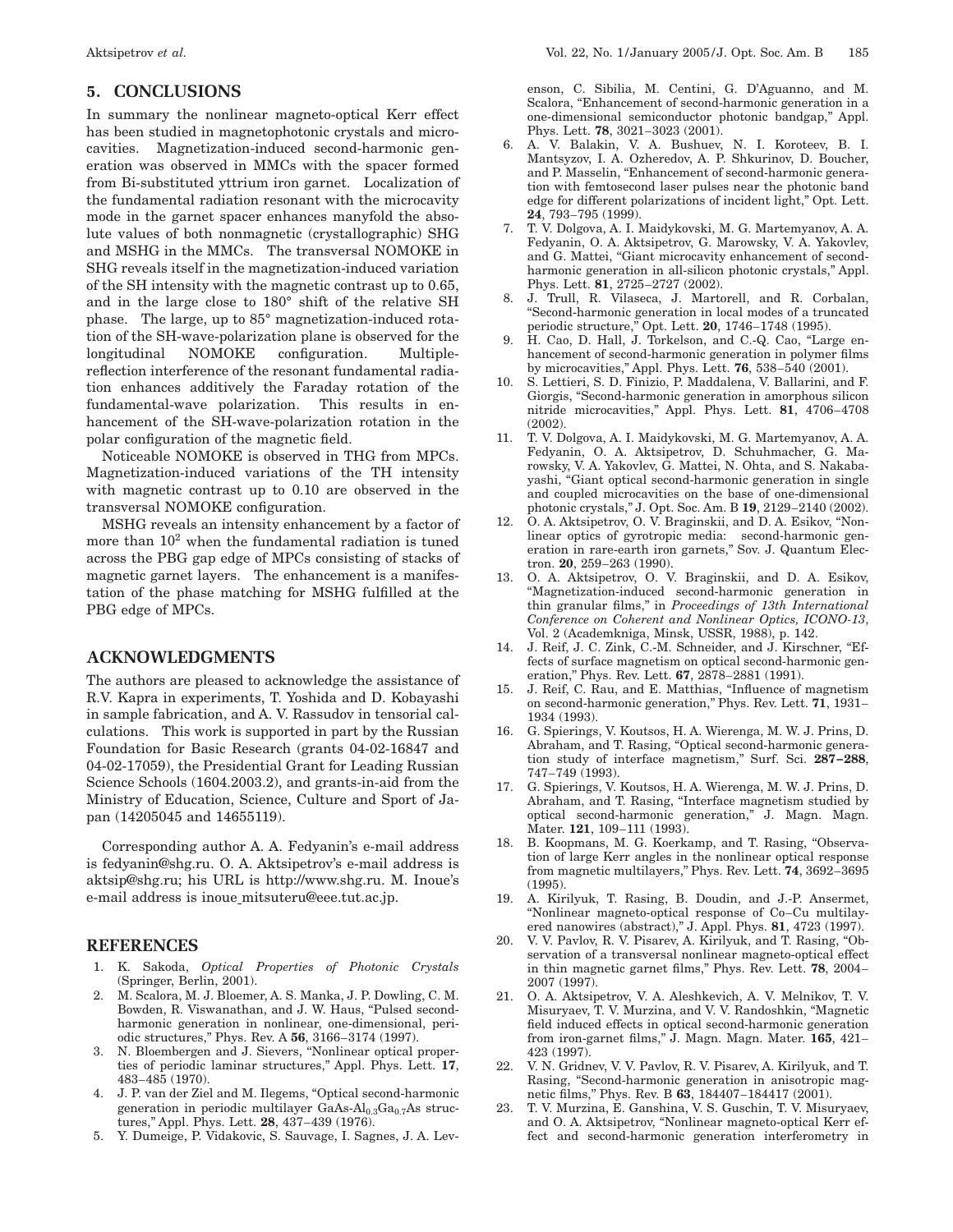## 5. CONCLUSIONS

In summary the nonlinear magneto-optical Kerr effect has been studied in magnetophotonic crystals and microcavities. Magnetization-induced second-harmonic generation was observed in MMCs with the spacer formed from Bi-substituted yttrium iron garnet. Localization of the fundamental radiation resonant with the microcavity mode in the garnet spacer enhances manyfold the absolute values of both nonmagnetic (crystallographic) SHG and MSHG in the MMCs. The transversal NOMOKE in SHG reveals itself in the magnetization-induced variation of the SH intensity with the magnetic contrast up to 0.65, and in the large close to 180° shift of the relative SH phase. The large, up to 85° magnetization-induced rotation of the SH-wave-polarization plane is observed for the longitudinal NOMOKE configuration. Multiple-reflection interference of the resonant fundamental radiation enhances additively the Faraday rotation of the fundamental-wave polarization. This results in enhancement of the SH-wave-polarization rotation in the polar configuration of the magnetic field.

Noticeable NOMOKE is observed in THG from MPCs. Magnetization-induced variations of the TH intensity with magnetic contrast up to 0.10 are observed in the transversal NOMOKE configuration.

MSHG reveals an intensity enhancement by a factor of more than $10^2$ when the fundamental radiation is tuned across the PBG gap edge of MPCs consisting of stacks of magnetic garnet layers. The enhancement is a manifestation of the phase matching for MSHG fulfilled at the PBG edge of MPCs.

## ACKNOWLEDGMENTS

The authors are pleased to acknowledge the assistance of R.V. Kapra in experiments, T. Yoshida and D. Kobayashi in sample fabrication, and A. V. Rassudov in tensorial calculations. This work is supported in part by the Russian Foundation for Basic Research (grants 04-02-16847 and 04-02-17059), the Presidential Grant for Leading Russian Science Schools (1604.2003.2), and grants-in-aid from the Ministry of Education, Science, Culture and Sport of Japan (14205045 and 14655119).

Corresponding author A. A. Fedyanin's e-mail address is fedyanin@shg.ru. O. A. Aktsipetrov's e-mail address is aktsip@shg.ru; his URL is http://www.shg.ru. M. Inoue's e-mail address is inoue_mitsuteru@eee.tut.ac.jp.

## REFERENCES

1. K. Sakoda, *Optical Properties of Photonic Crystals* (Springer, Berlin, 2001).
2. M. Scalora, M. J. Bloemer, A. S. Manka, J. P. Dowling, C. M. Bowden, R. Viswanathan, and J. W. Haus, "Pulsed second-harmonic generation in nonlinear, one-dimensional, periodic structures," Phys. Rev. A **56**, 3166–3174 (1997).
3. N. Bloembergen and J. Sievers, "Nonlinear optical properties of periodic laminar structures," Appl. Phys. Lett. **17**, 483–485 (1970).
4. J. P. van der Ziel and M. Ilegems, "Optical second-harmonic generation in periodic multilayer GaAs-$Al_{0.3}Ga_{0.7}As$ structures," Appl. Phys. Lett. **28**, 437–439 (1976).
5. Y. Dumeige, P. Vidakovic, S. Sauvage, I. Sagnes, J. A. Levenson, C. Sibilia, M. Centini, G. D'Aguanno, and M. Scalora, "Enhancement of second-harmonic generation in a one-dimensional semiconductor photonic bandgap," Appl. Phys. Lett. **78**, 3021–3023 (2001).
6. A. V. Balakin, V. A. Bushuev, N. I. Koroteev, B. I. Mantsyzov, I. A. Ozheredov, A. P. Shkurinov, D. Boucher, and P. Masselin, "Enhancement of second-harmonic generation with femtosecond laser pulses near the photonic band edge for different polarizations of incident light," Opt. Lett. **24**, 793–795 (1999).
7. T. V. Dolgova, A. I. Maidykovski, M. G. Martemyanov, A. A. Fedyanin, O. A. Aktsipetrov, G. Marowsky, V. A. Yakovlev, and G. Mattei, "Giant microcavity enhancement of second-harmonic generation in all-silicon photonic crystals," Appl. Phys. Lett. **81**, 2725–2727 (2002).
8. J. Trull, R. Vilaseca, J. Martorell, and R. Corbalan, "Second-harmonic generation in local modes of a truncated periodic structure," Opt. Lett. **20**, 1746–1748 (1995).
9. H. Cao, D. Hall, J. Torkelson, and C.-Q. Cao, "Large enhancement of second-harmonic generation in polymer films by microcavities," Appl. Phys. Lett. **76**, 538–540 (2001).
10. S. Lettieri, S. D. Finizio, P. Maddalena, V. Ballarini, and F. Giorgis, "Second-harmonic generation in amorphous silicon nitride microcavities," Appl. Phys. Lett. **81**, 4706–4708 (2002).
11. T. V. Dolgova, A. I. Maidykovski, M. G. Martemyanov, A. A. Fedyanin, O. A. Aktsipetrov, D. Schuhmacher, G. Marowsky, V. A. Yakovlev, G. Mattei, N. Ohta, and S. Nakabayashi, "Giant optical second-harmonic generation in single and coupled microcavities on the base of one-dimensional photonic crystals," J. Opt. Soc. Am. B **19**, 2129–2140 (2002).
12. O. A. Aktsipetrov, O. V. Braginskii, and D. A. Esikov, "Nonlinear optics of gyrotropic media: second-harmonic generation in rare-earth iron garnets," Sov. J. Quantum Electron. **20**, 259–263 (1990).
13. O. A. Aktsipetrov, O. V. Braginskii, and D. A. Esikov, "Magnetization-induced second-harmonic generation in thin granular films," in *Proceedings of 13th International Conference on Coherent and Nonlinear Optics, ICONO-13*, Vol. 2 (Academkniga, Minsk, USSR, 1988), p. 142.
14. J. Reif, J. C. Zink, C.-M. Schneider, and J. Kirschner, "Effects of surface magnetism on optical second-harmonic generation," Phys. Rev. Lett. **67**, 2878–2881 (1991).
15. J. Reif, C. Rau, and E. Matthias, "Influence of magnetism on second-harmonic generation," Phys. Rev. Lett. **71**, 1931–1934 (1993).
16. G. Spierings, V. Koutsos, H. A. Wierenga, M. W. J. Prins, D. Abraham, and T. Rasing, "Optical second-harmonic generation study of interface magnetism," Surf. Sci. **287–288**, 747–749 (1993).
17. G. Spierings, V. Koutsos, H. A. Wierenga, M. W. J. Prins, D. Abraham, and T. Rasing, "Interface magnetism studied by optical second-harmonic generation," J. Magn. Magn. Mater. **121**, 109–111 (1993).
18. B. Koopmans, M. G. Koerkamp, and T. Rasing, "Observation of large Kerr angles in the nonlinear optical response from magnetic multilayers," Phys. Rev. Lett. **74**, 3692–3695 (1995).
19. A. Kirilyuk, T. Rasing, B. Doudin, and J.-P. Ansermet, "Nonlinear magneto-optical response of Co–Cu multilayered nanowires (abstract)," J. Appl. Phys. **81**, 4723 (1997).
20. V. V. Pavlov, R. V. Pisarev, A. Kirilyuk, and T. Rasing, "Observation of a transversal nonlinear magneto-optical effect in thin magnetic garnet films," Phys. Rev. Lett. **78**, 2004–2007 (1997).
21. O. A. Aktsipetrov, V. A. Aleshkevich, A. V. Melnikov, T. V. Misuryaev, T. V. Murzina, and V. V. Randoshkin, "Magnetic field induced effects in optical second-harmonic generation from iron-garnet films," J. Magn. Magn. Mater. **165**, 421–423 (1997).
22. V. N. Gridnev, V. V. Pavlov, R. V. Pisarev, A. Kirilyuk, and T. Rasing, "Second-harmonic generation in anisotropic magnetic films," Phys. Rev. B **63**, 184407–184417 (2001).
23. T. V. Murzina, E. Ganshina, V. S. Guschin, T. V. Misuryaev, and O. A. Aktsipetrov, "Nonlinear magneto-optical Kerr effect and second-harmonic generation interferometry in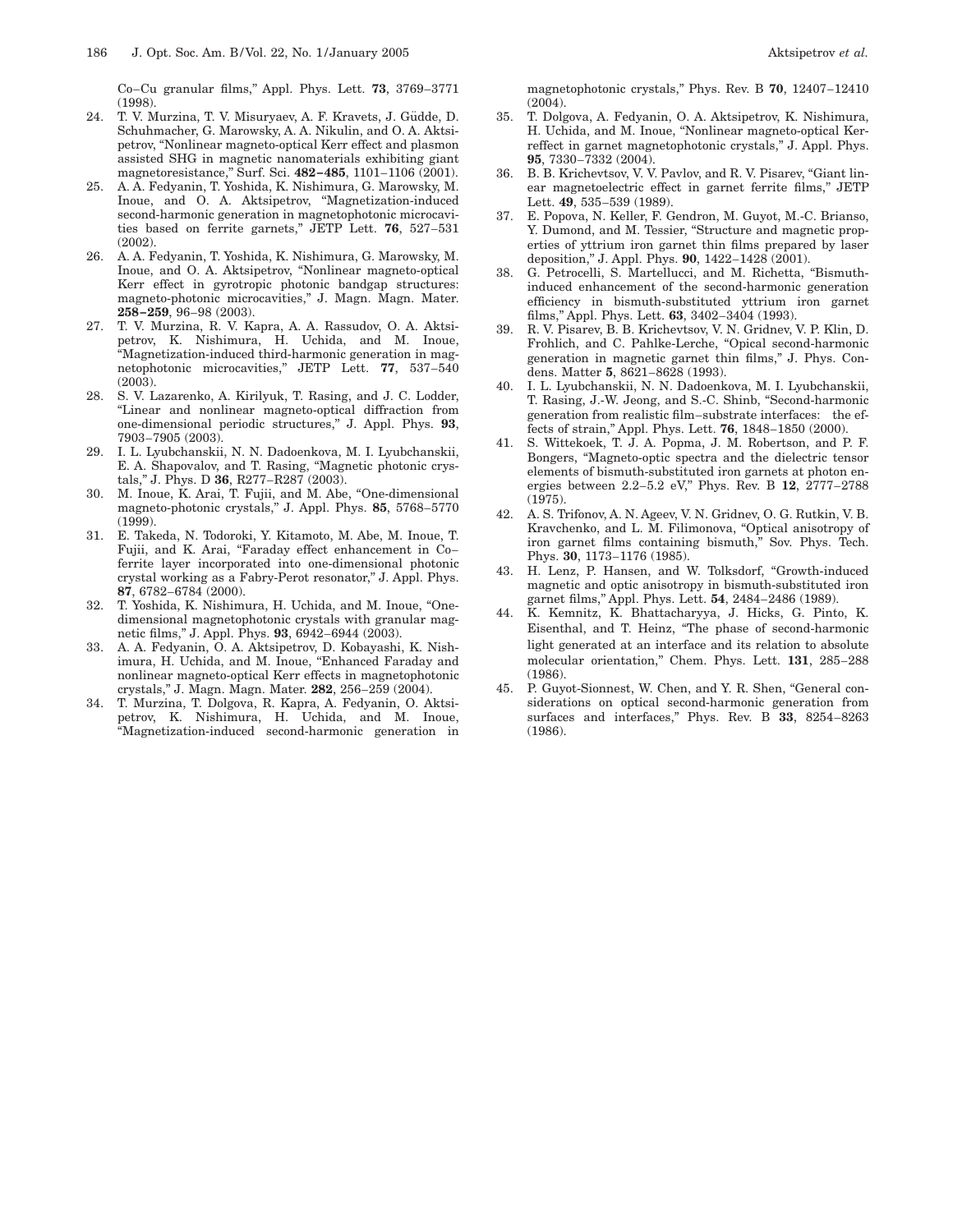Co–Cu granular films," Appl. Phys. Lett. **73**, 3769–3771 (1998).

24. T. V. Murzina, T. V. Misuryaev, A. F. Kravets, J. Güdde, D. Schuhmacher, G. Marowsky, A. A. Nikulin, and O. A. Aktsipetrov, "Nonlinear magneto-optical Kerr effect and plasmon assisted SHG in magnetic nanomaterials exhibiting giant magnetoresistance," Surf. Sci. **482–485**, 1101–1106 (2001).
25. A. A. Fedyanin, T. Yoshida, K. Nishimura, G. Marowsky, M. Inoue, and O. A. Aktsipetrov, "Magnetization-induced second-harmonic generation in magnetophotonic microcavities based on ferrite garnets," JETP Lett. **76**, 527–531 (2002).
26. A. A. Fedyanin, T. Yoshida, K. Nishimura, G. Marowsky, M. Inoue, and O. A. Aktsipetrov, "Nonlinear magneto-optical Kerr effect in gyrotropic photonic bandgap structures: magneto-photonic microcavities," J. Magn. Magn. Mater. **258–259**, 96–98 (2003).
27. T. V. Murzina, R. V. Kapra, A. A. Rassudov, O. A. Aktsipetrov, K. Nishimura, H. Uchida, and M. Inoue, "Magnetization-induced third-harmonic generation in magnetophotonic microcavities," JETP Lett. **77**, 537–540 (2003).
28. S. V. Lazarenko, A. Kirilyuk, T. Rasing, and J. C. Lodder, "Linear and nonlinear magneto-optical diffraction from one-dimensional periodic structures," J. Appl. Phys. **93**, 7903–7905 (2003).
29. I. L. Lyubchanskii, N. N. Dadoenkova, M. I. Lyubchanskii, E. A. Shapovalov, and T. Rasing, "Magnetic photonic crystals," J. Phys. D **36**, R277–R287 (2003).
30. M. Inoue, K. Arai, T. Fujii, and M. Abe, "One-dimensional magneto-photonic crystals," J. Appl. Phys. **85**, 5768–5770 (1999).
31. E. Takeda, N. Todoroki, Y. Kitamoto, M. Abe, M. Inoue, T. Fujii, and K. Arai, "Faraday effect enhancement in Co–ferrite layer incorporated into one-dimensional photonic crystal working as a Fabry-Perot resonator," J. Appl. Phys. **87**, 6782–6784 (2000).
32. T. Yoshida, K. Nishimura, H. Uchida, and M. Inoue, "One-dimensional magnetophotonic crystals with granular magnetic films," J. Appl. Phys. **93**, 6942–6944 (2003).
33. A. A. Fedyanin, O. A. Aktsipetrov, D. Kobayashi, K. Nishimura, H. Uchida, and M. Inoue, "Enhanced Faraday and nonlinear magneto-optical Kerr effects in magnetophotonic crystals," J. Magn. Magn. Mater. **282**, 256–259 (2004).
34. T. Murzina, T. Dolgova, R. Kapra, A. Fedyanin, O. Aktsipetrov, K. Nishimura, H. Uchida, and M. Inoue, "Magnetization-induced second-harmonic generation in magnetophotonic crystals," Phys. Rev. B **70**, 12407–12410 (2004).
35. T. Dolgova, A. Fedyanin, O. A. Aktsipetrov, K. Nishimura, H. Uchida, and M. Inoue, "Nonlinear magneto-optical Kerreffect in garnet magnetophotonic crystals," J. Appl. Phys. **95**, 7330–7332 (2004).
36. B. B. Krichevtsov, V. V. Pavlov, and R. V. Pisarev, "Giant linear magnetoelectric effect in garnet ferrite films," JETP Lett. **49**, 535–539 (1989).
37. E. Popova, N. Keller, F. Gendron, M. Guyot, M.-C. Brianso, Y. Dumond, and M. Tessier, "Structure and magnetic properties of yttrium iron garnet thin films prepared by laser deposition," J. Appl. Phys. **90**, 1422–1428 (2001).
38. G. Petrocelli, S. Martellucci, and M. Richetta, "Bismuth-induced enhancement of the second-harmonic generation efficiency in bismuth-substituted yttrium iron garnet films," Appl. Phys. Lett. **63**, 3402–3404 (1993).
39. R. V. Pisarev, B. B. Krichevtsov, V. N. Gridnev, V. P. Klin, D. Frohlich, and C. Pahlke-Lerche, "Opical second-harmonic generation in magnetic garnet thin films," J. Phys. Condens. Matter **5**, 8621–8628 (1993).
40. I. L. Lyubchanskii, N. N. Dadoenkova, M. I. Lyubchanskii, T. Rasing, J.-W. Jeong, and S.-C. Shinb, "Second-harmonic generation from realistic film–substrate interfaces: the effects of strain," Appl. Phys. Lett. **76**, 1848–1850 (2000).
41. S. Wittekoek, T. J. A. Popma, J. M. Robertson, and P. F. Bongers, "Magneto-optic spectra and the dielectric tensor elements of bismuth-substituted iron garnets at photon energies between 2.2–5.2 eV," Phys. Rev. B **12**, 2777–2788 (1975).
42. A. S. Trifonov, A. N. Ageev, V. N. Gridnev, O. G. Rutkin, V. B. Kravchenko, and L. M. Filimonova, "Optical anisotropy of iron garnet films containing bismuth," Sov. Phys. Tech. Phys. **30**, 1173–1176 (1985).
43. H. Lenz, P. Hansen, and W. Tolksdorf, "Growth-induced magnetic and optic anisotropy in bismuth-substituted iron garnet films," Appl. Phys. Lett. **54**, 2484–2486 (1989).
44. K. Kemnitz, K. Bhattacharyya, J. Hicks, G. Pinto, K. Eisenthal, and T. Heinz, "The phase of second-harmonic light generated at an interface and its relation to absolute molecular orientation," Chem. Phys. Lett. **131**, 285–288 (1986).
45. P. Guyot-Sionnest, W. Chen, and Y. R. Shen, "General considerations on optical second-harmonic generation from surfaces and interfaces," Phys. Rev. B **33**, 8254–8263 (1986).